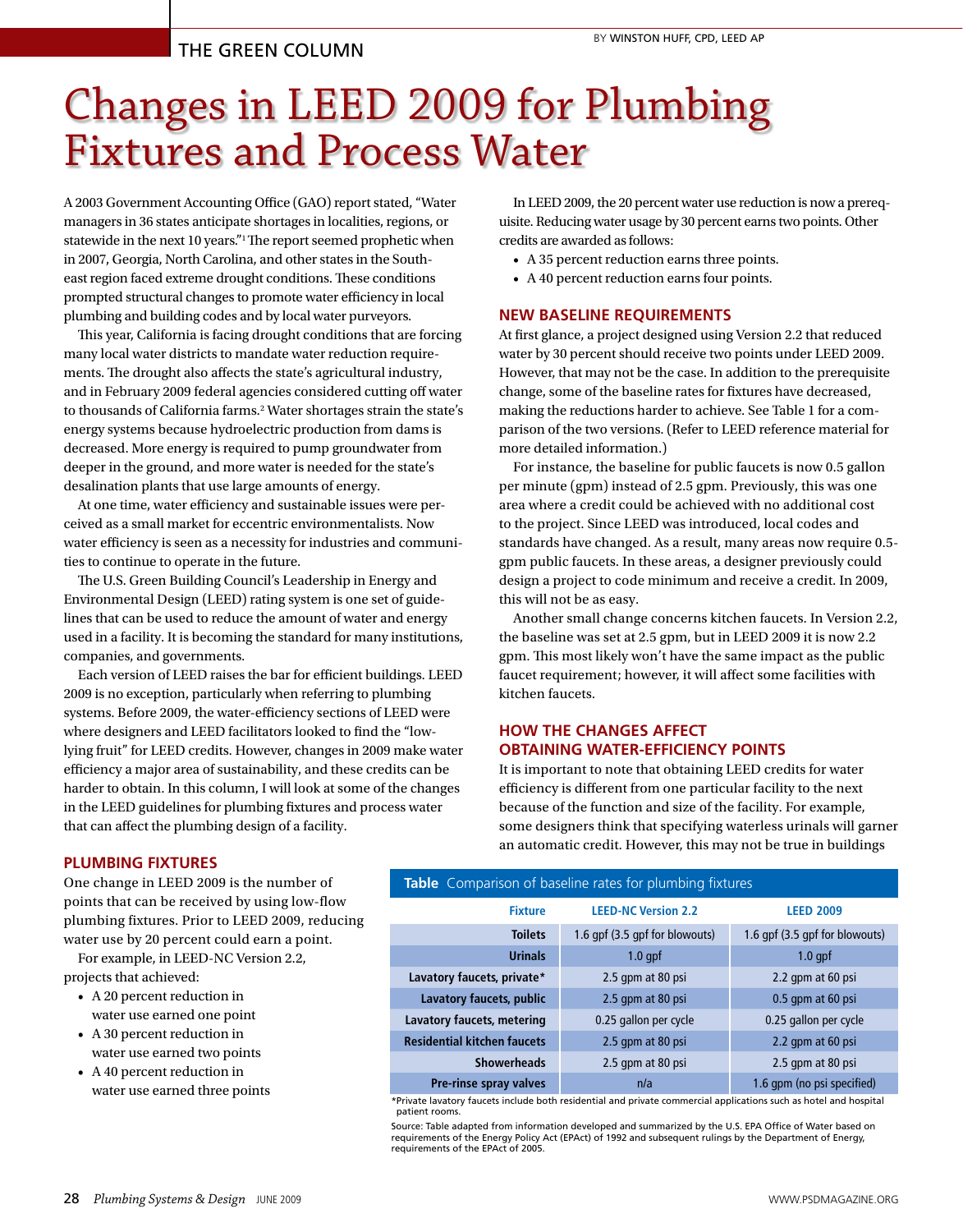THE GREEN COLUMN

BY WINSTON HUFF, CPD, LEED AP

# Changes in LEED 2009 for Plumbing Fixtures and Process Water

A 2003 Government Accounting Office (GAO) report stated, "Water managers in 36 states anticipate shortages in localities, regions, or statewide in the next 10 years."[1] The report seemed prophetic when in 2007, Georgia, North Carolina, and other states in the Southeast region faced extreme drought conditions. These conditions prompted structural changes to promote water efficiency in local plumbing and building codes and by local water purveyors.

This year, California is facing drought conditions that are forcing many local water districts to mandate water reduction requirements. The drought also affects the state's agricultural industry, and in February 2009 federal agencies considered cutting off water to thousands of California farms.[2] Water shortages strain the state's energy systems because hydroelectric production from dams is decreased. More energy is required to pump groundwater from deeper in the ground, and more water is needed for the state's desalination plants that use large amounts of energy.

At one time, water efficiency and sustainable issues were perceived as a small market for eccentric environmentalists. Now water efficiency is seen as a necessity for industries and communities to continue to operate in the future.

The U.S. Green Building Council's Leadership in Energy and Environmental Design (LEED) rating system is one set of guidelines that can be used to reduce the amount of water and energy used in a facility. It is becoming the standard for many institutions, companies, and governments.

Each version of LEED raises the bar for efficient buildings. LEED 2009 is no exception, particularly when referring to plumbing systems. Before 2009, the water-efficiency sections of LEED were where designers and LEED facilitators looked to find the "low-lying fruit" for LEED credits. However, changes in 2009 make water efficiency a major area of sustainability, and these credits can be harder to obtain. In this column, I will look at some of the changes in the LEED guidelines for plumbing fixtures and process water that can affect the plumbing design of a facility.

## PLUMBING FIXTURES

One change in LEED 2009 is the number of points that can be received by using low-flow plumbing fixtures. Prior to LEED 2009, reducing water use by 20 percent could earn a point.

For example, in LEED-NC Version 2.2, projects that achieved:

- A 20 percent reduction in water use earned one point
- A 30 percent reduction in water use earned two points
- A 40 percent reduction in water use earned three points

In LEED 2009, the 20 percent water use reduction is now a prerequisite. Reducing water usage by 30 percent earns two points. Other credits are awarded as follows:

- A 35 percent reduction earns three points.
- A 40 percent reduction earns four points.

## NEW BASELINE REQUIREMENTS

At first glance, a project designed using Version 2.2 that reduced water by 30 percent should receive two points under LEED 2009. However, that may not be the case. In addition to the prerequisite change, some of the baseline rates for fixtures have decreased, making the reductions harder to achieve. See Table 1 for a comparison of the two versions. (Refer to LEED reference material for more detailed information.)

For instance, the baseline for public faucets is now 0.5 gallon per minute (gpm) instead of 2.5 gpm. Previously, this was one area where a credit could be achieved with no additional cost to the project. Since LEED was introduced, local codes and standards have changed. As a result, many areas now require 0.5-gpm public faucets. In these areas, a designer previously could design a project to code minimum and receive a credit. In 2009, this will not be as easy.

Another small change concerns kitchen faucets. In Version 2.2, the baseline was set at 2.5 gpm, but in LEED 2009 it is now 2.2 gpm. This most likely won't have the same impact as the public faucet requirement; however, it will affect some facilities with kitchen faucets.

## HOW THE CHANGES AFFECT OBTAINING WATER-EFFICIENCY POINTS

It is important to note that obtaining LEED credits for water efficiency is different from one particular facility to the next because of the function and size of the facility. For example, some designers think that specifying waterless urinals will garner an automatic credit. However, this may not be true in buildings

**Table** Comparison of baseline rates for plumbing fixtures

| Fixture | LEED-NC Version 2.2 | LEED 2009 |
|---|---|---|
| Toilets | 1.6 gpf (3.5 gpf for blowouts) | 1.6 gpf (3.5 gpf for blowouts) |
| Urinals | 1.0 gpf | 1.0 gpf |
| Lavatory faucets, private* | 2.5 gpm at 80 psi | 2.2 gpm at 60 psi |
| Lavatory faucets, public | 2.5 gpm at 80 psi | 0.5 gpm at 60 psi |
| Lavatory faucets, metering | 0.25 gallon per cycle | 0.25 gallon per cycle |
| Residential kitchen faucets | 2.5 gpm at 80 psi | 2.2 gpm at 60 psi |
| Showerheads | 2.5 gpm at 80 psi | 2.5 gpm at 80 psi |
| Pre-rinse spray valves | n/a | 1.6 gpm (no psi specified) |

*Private lavatory faucets include both residential and private commercial applications such as hotel and hospital patient rooms.

Source: Table adapted from information developed and summarized by the U.S. EPA Office of Water based on requirements of the Energy Policy Act (EPAct) of 1992 and subsequent rulings by the Department of Energy, requirements of the EPAct of 2005.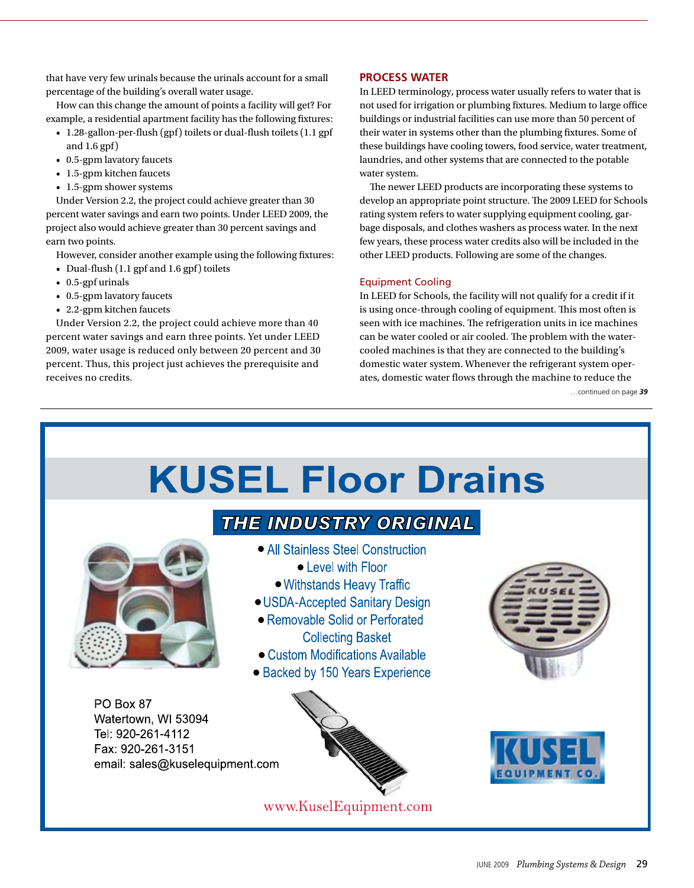that have very few urinals because the urinals account for a small percentage of the building's overall water usage.

How can this change the amount of points a facility will get? For example, a residential apartment facility has the following fixtures:

- 1.28-gallon-per-flush (gpf) toilets or dual-flush toilets (1.1 gpf and 1.6 gpf)
- 0.5-gpm lavatory faucets
- 1.5-gpm kitchen faucets
- 1.5-gpm shower systems

Under Version 2.2, the project could achieve greater than 30 percent water savings and earn two points. Under LEED 2009, the project also would achieve greater than 30 percent savings and earn two points.

However, consider another example using the following fixtures:

- Dual-flush (1.1 gpf and 1.6 gpf) toilets
- 0.5-gpf urinals
- 0.5-gpm lavatory faucets
- 2.2-gpm kitchen faucets

Under Version 2.2, the project could achieve more than 40 percent water savings and earn three points. Yet under LEED 2009, water usage is reduced only between 20 percent and 30 percent. Thus, this project just achieves the prerequisite and receives no credits.

## PROCESS WATER

In LEED terminology, process water usually refers to water that is not used for irrigation or plumbing fixtures. Medium to large office buildings or industrial facilities can use more than 50 percent of their water in systems other than the plumbing fixtures. Some of these buildings have cooling towers, food service, water treatment, laundries, and other systems that are connected to the potable water system.

The newer LEED products are incorporating these systems to develop an appropriate point structure. The 2009 LEED for Schools rating system refers to water supplying equipment cooling, garbage disposals, and clothes washers as process water. In the next few years, these process water credits also will be included in the other LEED products. Following are some of the changes.

### Equipment Cooling

In LEED for Schools, the facility will not qualify for a credit if it is using once-through cooling of equipment. This most often is seen with ice machines. The refrigeration units in ice machines can be water cooled or air cooled. The problem with the water-cooled machines is that they are connected to the building's domestic water system. Whenever the refrigerant system operates, domestic water flows through the machine to reduce the

…continued on page *39*

# KUSEL Floor Drains

**THE INDUSTRY ORIGINAL**

- All Stainless Steel Construction
- Level with Floor
- Withstands Heavy Traffic
- USDA-Accepted Sanitary Design
- Removable Solid or Perforated Collecting Basket
- Custom Modifications Available
- Backed by 150 Years Experience

PO Box 87
Watertown, WI 53094
Tel: 920-261-4112
Fax: 920-261-3151
email: sales@kuselequipment.com

KUSEL EQUIPMENT CO.

www.KuselEquipment.com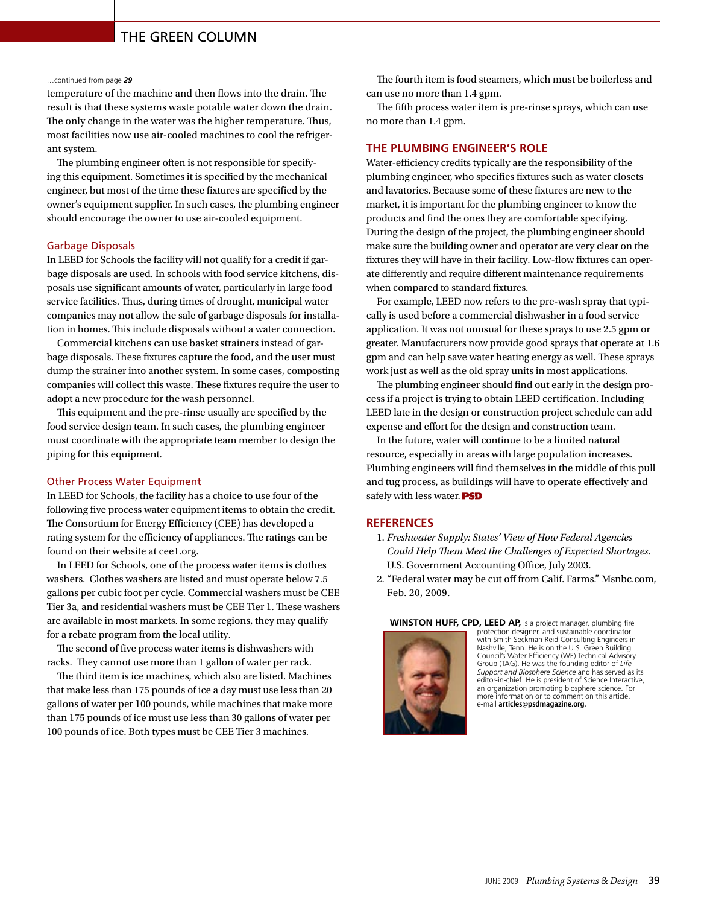…continued from page *29*

temperature of the machine and then flows into the drain. The result is that these systems waste potable water down the drain. The only change in the water was the higher temperature. Thus, most facilities now use air-cooled machines to cool the refrigerant system.

The plumbing engineer often is not responsible for specifying this equipment. Sometimes it is specified by the mechanical engineer, but most of the time these fixtures are specified by the owner's equipment supplier. In such cases, the plumbing engineer should encourage the owner to use air-cooled equipment.

### Garbage Disposals

In LEED for Schools the facility will not qualify for a credit if garbage disposals are used. In schools with food service kitchens, disposals use significant amounts of water, particularly in large food service facilities. Thus, during times of drought, municipal water companies may not allow the sale of garbage disposals for installation in homes. This include disposals without a water connection.

Commercial kitchens can use basket strainers instead of garbage disposals. These fixtures capture the food, and the user must dump the strainer into another system. In some cases, composting companies will collect this waste. These fixtures require the user to adopt a new procedure for the wash personnel.

This equipment and the pre-rinse usually are specified by the food service design team. In such cases, the plumbing engineer must coordinate with the appropriate team member to design the piping for this equipment.

### Other Process Water Equipment

In LEED for Schools, the facility has a choice to use four of the following five process water equipment items to obtain the credit. The Consortium for Energy Efficiency (CEE) has developed a rating system for the efficiency of appliances. The ratings can be found on their website at cee1.org.

In LEED for Schools, one of the process water items is clothes washers. Clothes washers are listed and must operate below 7.5 gallons per cubic foot per cycle. Commercial washers must be CEE Tier 3a, and residential washers must be CEE Tier 1. These washers are available in most markets. In some regions, they may qualify for a rebate program from the local utility.

The second of five process water items is dishwashers with racks. They cannot use more than 1 gallon of water per rack.

The third item is ice machines, which also are listed. Machines that make less than 175 pounds of ice a day must use less than 20 gallons of water per 100 pounds, while machines that make more than 175 pounds of ice must use less than 30 gallons of water per 100 pounds of ice. Both types must be CEE Tier 3 machines.

The fourth item is food steamers, which must be boilerless and can use no more than 1.4 gpm.

The fifth process water item is pre-rinse sprays, which can use no more than 1.4 gpm.

## THE PLUMBING ENGINEER'S ROLE

Water-efficiency credits typically are the responsibility of the plumbing engineer, who specifies fixtures such as water closets and lavatories. Because some of these fixtures are new to the market, it is important for the plumbing engineer to know the products and find the ones they are comfortable specifying. During the design of the project, the plumbing engineer should make sure the building owner and operator are very clear on the fixtures they will have in their facility. Low-flow fixtures can operate differently and require different maintenance requirements when compared to standard fixtures.

For example, LEED now refers to the pre-wash spray that typically is used before a commercial dishwasher in a food service application. It was not unusual for these sprays to use 2.5 gpm or greater. Manufacturers now provide good sprays that operate at 1.6 gpm and can help save water heating energy as well. These sprays work just as well as the old spray units in most applications.

The plumbing engineer should find out early in the design process if a project is trying to obtain LEED certification. Including LEED late in the design or construction project schedule can add expense and effort for the design and construction team.

In the future, water will continue to be a limited natural resource, especially in areas with large population increases. Plumbing engineers will find themselves in the middle of this pull and tug process, as buildings will have to operate effectively and safely with less water. **PSD**

## REFERENCES

1. *Freshwater Supply: States' View of How Federal Agencies Could Help Them Meet the Challenges of Expected Shortages*. U.S. Government Accounting Office, July 2003.
2. "Federal water may be cut off from Calif. Farms." Msnbc.com, Feb. 20, 2009.

**WINSTON HUFF, CPD, LEED AP,** is a project manager, plumbing fire protection designer, and sustainable coordinator with Smith Seckman Reid Consulting Engineers in Nashville, Tenn. He is on the U.S. Green Building Council's Water Efficiency (WE) Technical Advisory Group (TAG). He was the founding editor of *Life Support and Biosphere Science* and has served as its editor-in-chief. He is president of Science Interactive, an organization promoting biosphere science. For more information or to comment on this article, e-mail **articles@psdmagazine.org.**